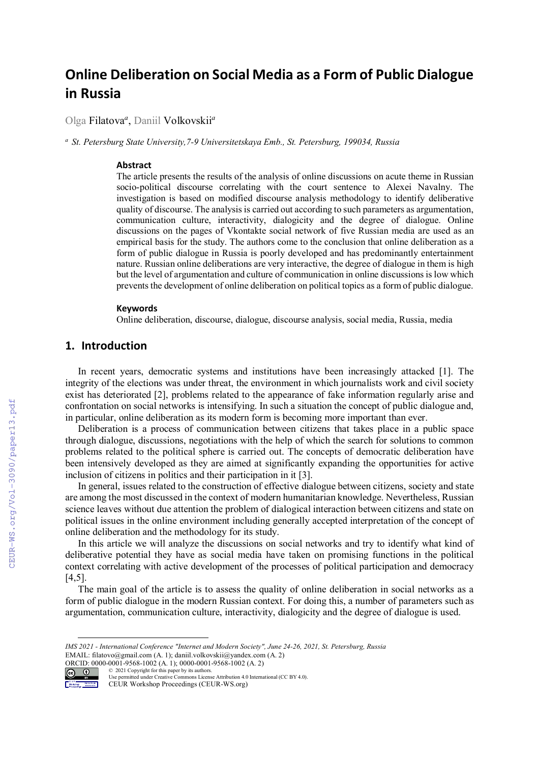# Online Deliberation on Social Media as a Form of Public Dialogue in Russia

Olga Filatova[a], Daniil Volkovskii[a]

[a] *St. Petersburg State University, 7-9 Universitetskaya Emb., St. Petersburg, 199034, Russia*

### Abstract

The article presents the results of the analysis of online discussions on acute theme in Russian socio-political discourse correlating with the court sentence to Alexei Navalny. The investigation is based on modified discourse analysis methodology to identify deliberative quality of discourse. The analysis is carried out according to such parameters as argumentation, communication culture, interactivity, dialogicity and the degree of dialogue. Online discussions on the pages of Vkontakte social network of five Russian media are used as an empirical basis for the study. The authors come to the conclusion that online deliberation as a form of public dialogue in Russia is poorly developed and has predominantly entertainment nature. Russian online deliberations are very interactive, the degree of dialogue in them is high but the level of argumentation and culture of communication in online discussions is low which prevents the development of online deliberation on political topics as a form of public dialogue.

### Keywords

Online deliberation, discourse, dialogue, discourse analysis, social media, Russia, media

## 1. Introduction

In recent years, democratic systems and institutions have been increasingly attacked [1]. The integrity of the elections was under threat, the environment in which journalists work and civil society exist has deteriorated [2], problems related to the appearance of fake information regularly arise and confrontation on social networks is intensifying. In such a situation the concept of public dialogue and, in particular, online deliberation as its modern form is becoming more important than ever.

Deliberation is a process of communication between citizens that takes place in a public space through dialogue, discussions, negotiations with the help of which the search for solutions to common problems related to the political sphere is carried out. The concepts of democratic deliberation have been intensively developed as they are aimed at significantly expanding the opportunities for active inclusion of citizens in politics and their participation in it [3].

In general, issues related to the construction of effective dialogue between citizens, society and state are among the most discussed in the context of modern humanitarian knowledge. Nevertheless, Russian science leaves without due attention the problem of dialogical interaction between citizens and state on political issues in the online environment including generally accepted interpretation of the concept of online deliberation and the methodology for its study.

In this article we will analyze the discussions on social networks and try to identify what kind of deliberative potential they have as social media have taken on promising functions in the political context correlating with active development of the processes of political participation and democracy [4,5].

The main goal of the article is to assess the quality of online deliberation in social networks as a form of public dialogue in the modern Russian context. For doing this, a number of parameters such as argumentation, communication culture, interactivity, dialogicity and the degree of dialogue is used.

---

*IMS 2021 - International Conference "Internet and Modern Society", June 24-26, 2021, St. Petersburg, Russia*
EMAIL: filatovo@gmail.com (A. 1); daniil.volkovskii@yandex.com (A. 2)
ORCID: 0000-0001-9568-1002 (A. 1); 0000-0001-9568-1002 (A. 2)
© 2021 Copyright for this paper by its authors.
Use permitted under Creative Commons License Attribution 4.0 International (CC BY 4.0).
CEUR Workshop Proceedings (CEUR-WS.org)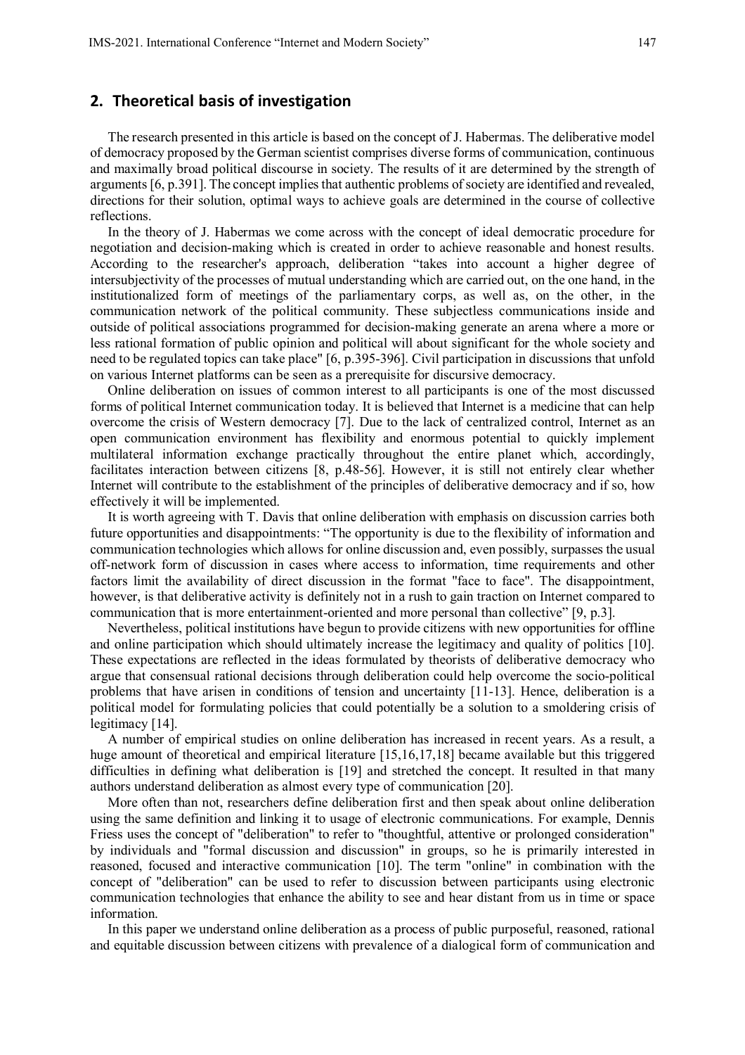## 2. Theoretical basis of investigation

The research presented in this article is based on the concept of J. Habermas. The deliberative model of democracy proposed by the German scientist comprises diverse forms of communication, continuous and maximally broad political discourse in society. The results of it are determined by the strength of arguments [6, p.391]. The concept implies that authentic problems of society are identified and revealed, directions for their solution, optimal ways to achieve goals are determined in the course of collective reflections.

In the theory of J. Habermas we come across with the concept of ideal democratic procedure for negotiation and decision-making which is created in order to achieve reasonable and honest results. According to the researcher's approach, deliberation "takes into account a higher degree of intersubjectivity of the processes of mutual understanding which are carried out, on the one hand, in the institutionalized form of meetings of the parliamentary corps, as well as, on the other, in the communication network of the political community. These subjectless communications inside and outside of political associations programmed for decision-making generate an arena where a more or less rational formation of public opinion and political will about significant for the whole society and need to be regulated topics can take place" [6, p.395-396]. Civil participation in discussions that unfold on various Internet platforms can be seen as a prerequisite for discursive democracy.

Online deliberation on issues of common interest to all participants is one of the most discussed forms of political Internet communication today. It is believed that Internet is a medicine that can help overcome the crisis of Western democracy [7]. Due to the lack of centralized control, Internet as an open communication environment has flexibility and enormous potential to quickly implement multilateral information exchange practically throughout the entire planet which, accordingly, facilitates interaction between citizens [8, p.48-56]. However, it is still not entirely clear whether Internet will contribute to the establishment of the principles of deliberative democracy and if so, how effectively it will be implemented.

It is worth agreeing with T. Davis that online deliberation with emphasis on discussion carries both future opportunities and disappointments: "The opportunity is due to the flexibility of information and communication technologies which allows for online discussion and, even possibly, surpasses the usual off-network form of discussion in cases where access to information, time requirements and other factors limit the availability of direct discussion in the format "face to face". The disappointment, however, is that deliberative activity is definitely not in a rush to gain traction on Internet compared to communication that is more entertainment-oriented and more personal than collective" [9, p.3].

Nevertheless, political institutions have begun to provide citizens with new opportunities for offline and online participation which should ultimately increase the legitimacy and quality of politics [10]. These expectations are reflected in the ideas formulated by theorists of deliberative democracy who argue that consensual rational decisions through deliberation could help overcome the socio-political problems that have arisen in conditions of tension and uncertainty [11-13]. Hence, deliberation is a political model for formulating policies that could potentially be a solution to a smoldering crisis of legitimacy [14].

A number of empirical studies on online deliberation has increased in recent years. As a result, a huge amount of theoretical and empirical literature [15,16,17,18] became available but this triggered difficulties in defining what deliberation is [19] and stretched the concept. It resulted in that many authors understand deliberation as almost every type of communication [20].

More often than not, researchers define deliberation first and then speak about online deliberation using the same definition and linking it to usage of electronic communications. For example, Dennis Friess uses the concept of "deliberation" to refer to "thoughtful, attentive or prolonged consideration" by individuals and "formal discussion and discussion" in groups, so he is primarily interested in reasoned, focused and interactive communication [10]. The term "online" in combination with the concept of "deliberation" can be used to refer to discussion between participants using electronic communication technologies that enhance the ability to see and hear distant from us in time or space information.

In this paper we understand online deliberation as a process of public purposeful, reasoned, rational and equitable discussion between citizens with prevalence of a dialogical form of communication and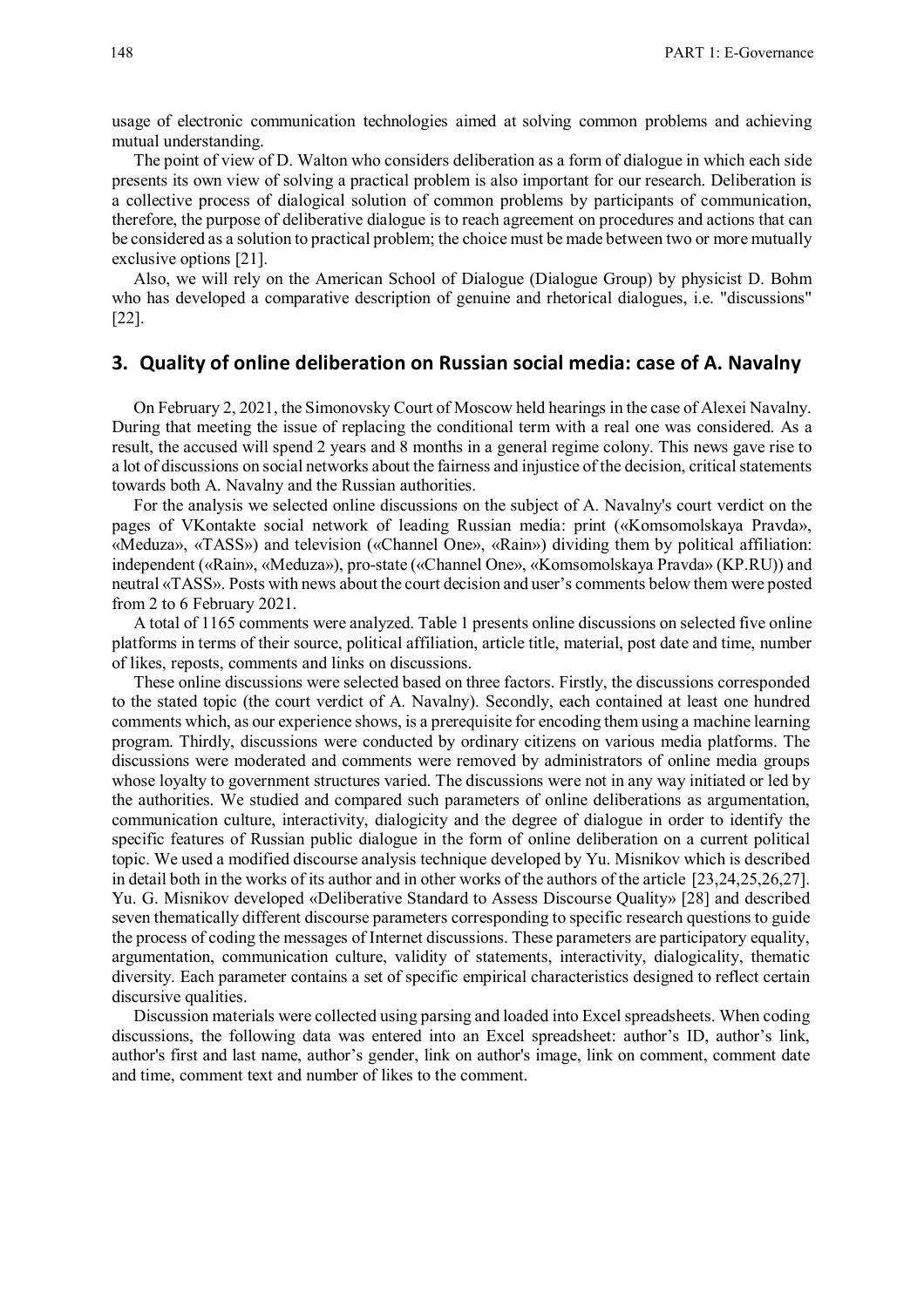usage of electronic communication technologies aimed at solving common problems and achieving mutual understanding.

The point of view of D. Walton who considers deliberation as a form of dialogue in which each side presents its own view of solving a practical problem is also important for our research. Deliberation is a collective process of dialogical solution of common problems by participants of communication, therefore, the purpose of deliberative dialogue is to reach agreement on procedures and actions that can be considered as a solution to practical problem; the choice must be made between two or more mutually exclusive options [21].

Also, we will rely on the American School of Dialogue (Dialogue Group) by physicist D. Bohm who has developed a comparative description of genuine and rhetorical dialogues, i.e. "discussions" [22].

## 3. Quality of online deliberation on Russian social media: case of A. Navalny

On February 2, 2021, the Simonovsky Court of Moscow held hearings in the case of Alexei Navalny. During that meeting the issue of replacing the conditional term with a real one was considered. As a result, the accused will spend 2 years and 8 months in a general regime colony. This news gave rise to a lot of discussions on social networks about the fairness and injustice of the decision, critical statements towards both A. Navalny and the Russian authorities.

For the analysis we selected online discussions on the subject of A. Navalny's court verdict on the pages of VKontakte social network of leading Russian media: print («Komsomolskaya Pravda», «Meduza», «TASS») and television («Channel One», «Rain») dividing them by political affiliation: independent («Rain», «Meduza»), pro-state («Channel One», «Komsomolskaya Pravda» (KP.RU)) and neutral «TASS». Posts with news about the court decision and user's comments below them were posted from 2 to 6 February 2021.

A total of 1165 comments were analyzed. Table 1 presents online discussions on selected five online platforms in terms of their source, political affiliation, article title, material, post date and time, number of likes, reposts, comments and links on discussions.

These online discussions were selected based on three factors. Firstly, the discussions corresponded to the stated topic (the court verdict of A. Navalny). Secondly, each contained at least one hundred comments which, as our experience shows, is a prerequisite for encoding them using a machine learning program. Thirdly, discussions were conducted by ordinary citizens on various media platforms. The discussions were moderated and comments were removed by administrators of online media groups whose loyalty to government structures varied. The discussions were not in any way initiated or led by the authorities. We studied and compared such parameters of online deliberations as argumentation, communication culture, interactivity, dialogicity and the degree of dialogue in order to identify the specific features of Russian public dialogue in the form of online deliberation on a current political topic. We used a modified discourse analysis technique developed by Yu. Misnikov which is described in detail both in the works of its author and in other works of the authors of the article [23,24,25,26,27]. Yu. G. Misnikov developed «Deliberative Standard to Assess Discourse Quality» [28] and described seven thematically different discourse parameters corresponding to specific research questions to guide the process of coding the messages of Internet discussions. These parameters are participatory equality, argumentation, communication culture, validity of statements, interactivity, dialogicality, thematic diversity. Each parameter contains a set of specific empirical characteristics designed to reflect certain discursive qualities.

Discussion materials were collected using parsing and loaded into Excel spreadsheets. When coding discussions, the following data was entered into an Excel spreadsheet: author's ID, author's link, author's first and last name, author's gender, link on author's image, link on comment, comment date and time, comment text and number of likes to the comment.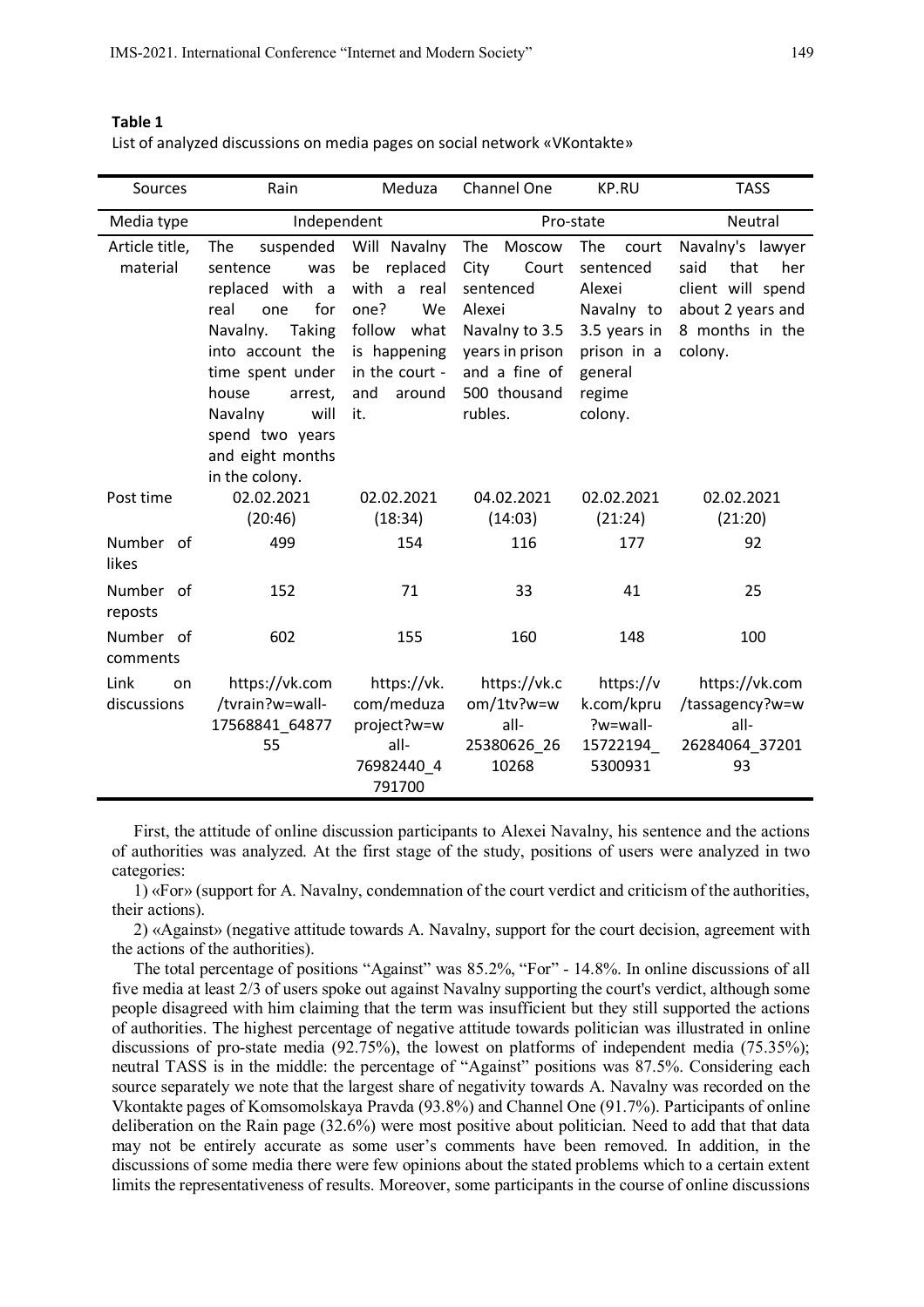**Table 1**

List of analyzed discussions on media pages on social network «VKontakte»

| Sources | Rain | Meduza | Channel One | KP.RU | TASS |
|---|---|---|---|---|---|
| Media type | Independent | | Pro-state | | Neutral |
| Article title, material | The suspended sentence was replaced with a real one for Navalny. Taking into account the time spent under house arrest, Navalny will spend two years and eight months in the colony. | Will Navalny be replaced with a real one? We follow what is happening in the court - and around it. | The Moscow City Court sentenced Alexei Navalny to 3.5 years in prison and a fine of 500 thousand rubles. | The court sentenced Alexei Navalny to 3.5 years in prison in a general regime colony. | Navalny's lawyer said that her client will spend about 2 years and 8 months in the colony. |
| Post time | 02.02.2021 (20:46) | 02.02.2021 (18:34) | 04.02.2021 (14:03) | 02.02.2021 (21:24) | 02.02.2021 (21:20) |
| Number of likes | 499 | 154 | 116 | 177 | 92 |
| Number of reposts | 152 | 71 | 33 | 41 | 25 |
| Number of comments | 602 | 155 | 160 | 148 | 100 |
| Link on discussions | https://vk.com/tvrain?w=wall-17568841_6487755 | https://vk.com/meduzaproject?w=wall-76982440_4791700 | https://vk.com/1tv?w=wall-25380626_2610268 | https://vk.com/kpru?w=wall-15722194_5300931 | https://vk.com/tassagency?w=wall-26284064_3720193 |

First, the attitude of online discussion participants to Alexei Navalny, his sentence and the actions of authorities was analyzed. At the first stage of the study, positions of users were analyzed in two categories:

1) «For» (support for A. Navalny, condemnation of the court verdict and criticism of the authorities, their actions).

2) «Against» (negative attitude towards A. Navalny, support for the court decision, agreement with the actions of the authorities).

The total percentage of positions "Against" was 85.2%, "For" - 14.8%. In online discussions of all five media at least 2/3 of users spoke out against Navalny supporting the court's verdict, although some people disagreed with him claiming that the term was insufficient but they still supported the actions of authorities. The highest percentage of negative attitude towards politician was illustrated in online discussions of pro-state media (92.75%), the lowest on platforms of independent media (75.35%); neutral TASS is in the middle: the percentage of "Against" positions was 87.5%. Considering each source separately we note that the largest share of negativity towards A. Navalny was recorded on the Vkontakte pages of Komsomolskaya Pravda (93.8%) and Channel One (91.7%). Participants of online deliberation on the Rain page (32.6%) were most positive about politician. Need to add that that data may not be entirely accurate as some user's comments have been removed. In addition, in the discussions of some media there were few opinions about the stated problems which to a certain extent limits the representativeness of results. Moreover, some participants in the course of online discussions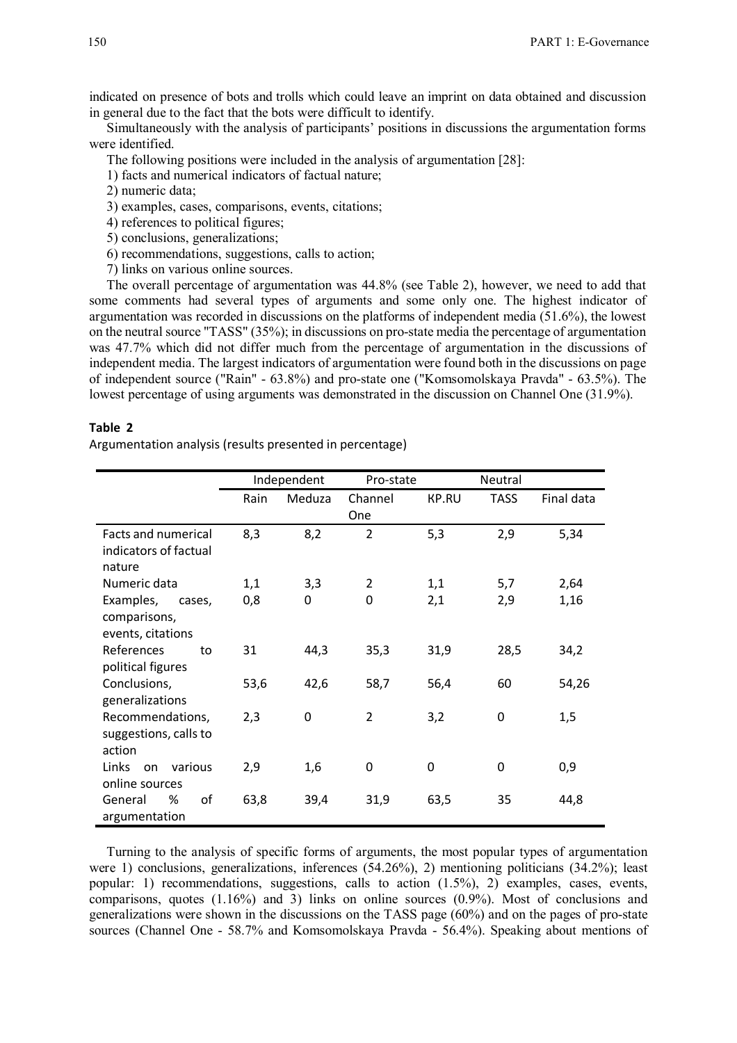indicated on presence of bots and trolls which could leave an imprint on data obtained and discussion in general due to the fact that the bots were difficult to identify.

Simultaneously with the analysis of participants' positions in discussions the argumentation forms were identified.

The following positions were included in the analysis of argumentation [28]:

1) facts and numerical indicators of factual nature;
2) numeric data;
3) examples, cases, comparisons, events, citations;
4) references to political figures;
5) conclusions, generalizations;
6) recommendations, suggestions, calls to action;
7) links on various online sources.

The overall percentage of argumentation was 44.8% (see Table 2), however, we need to add that some comments had several types of arguments and some only one. The highest indicator of argumentation was recorded in discussions on the platforms of independent media (51.6%), the lowest on the neutral source "TASS" (35%); in discussions on pro-state media the percentage of argumentation was 47.7% which did not differ much from the percentage of argumentation in the discussions of independent media. The largest indicators of argumentation were found both in the discussions on page of independent source ("Rain" - 63.8%) and pro-state one ("Komsomolskaya Pravda" - 63.5%). The lowest percentage of using arguments was demonstrated in the discussion on Channel One (31.9%).

**Table 2**
Argumentation analysis (results presented in percentage)

| | Independent | | Pro-state | | Neutral | |
|---|---|---|---|---|---|---|
| | Rain | Meduza | Channel One | KP.RU | TASS | Final data |
| Facts and numerical indicators of factual nature | 8,3 | 8,2 | 2 | 5,3 | 2,9 | 5,34 |
| Numeric data | 1,1 | 3,3 | 2 | 1,1 | 5,7 | 2,64 |
| Examples, cases, comparisons, events, citations | 0,8 | 0 | 0 | 2,1 | 2,9 | 1,16 |
| References to political figures | 31 | 44,3 | 35,3 | 31,9 | 28,5 | 34,2 |
| Conclusions, generalizations | 53,6 | 42,6 | 58,7 | 56,4 | 60 | 54,26 |
| Recommendations, suggestions, calls to action | 2,3 | 0 | 2 | 3,2 | 0 | 1,5 |
| Links on various online sources | 2,9 | 1,6 | 0 | 0 | 0 | 0,9 |
| General % of argumentation | 63,8 | 39,4 | 31,9 | 63,5 | 35 | 44,8 |

Turning to the analysis of specific forms of arguments, the most popular types of argumentation were 1) conclusions, generalizations, inferences (54.26%), 2) mentioning politicians (34.2%); least popular: 1) recommendations, suggestions, calls to action (1.5%), 2) examples, cases, events, comparisons, quotes (1.16%) and 3) links on online sources (0.9%). Most of conclusions and generalizations were shown in the discussions on the TASS page (60%) and on the pages of pro-state sources (Channel One - 58.7% and Komsomolskaya Pravda - 56.4%). Speaking about mentions of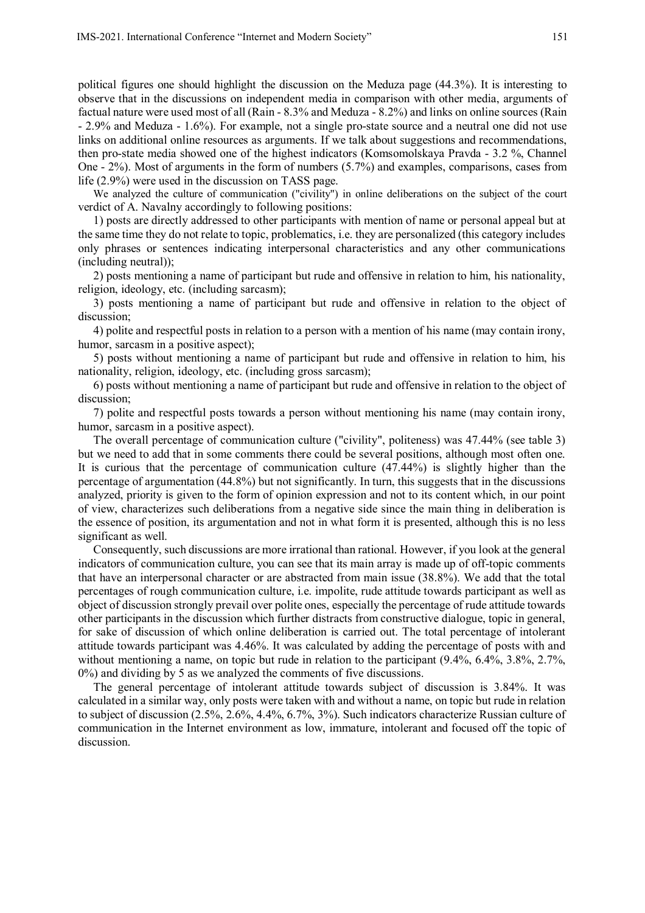political figures one should highlight the discussion on the Meduza page (44.3%). It is interesting to observe that in the discussions on independent media in comparison with other media, arguments of factual nature were used most of all (Rain - 8.3% and Meduza - 8.2%) and links on online sources (Rain - 2.9% and Meduza - 1.6%). For example, not a single pro-state source and a neutral one did not use links on additional online resources as arguments. If we talk about suggestions and recommendations, then pro-state media showed one of the highest indicators (Komsomolskaya Pravda - 3.2 %, Channel One - 2%). Most of arguments in the form of numbers (5.7%) and examples, comparisons, cases from life (2.9%) were used in the discussion on TASS page.

We analyzed the culture of communication ("civility") in online deliberations on the subject of the court verdict of A. Navalny accordingly to following positions:

1) posts are directly addressed to other participants with mention of name or personal appeal but at the same time they do not relate to topic, problematics, i.e. they are personalized (this category includes only phrases or sentences indicating interpersonal characteristics and any other communications (including neutral));

2) posts mentioning a name of participant but rude and offensive in relation to him, his nationality, religion, ideology, etc. (including sarcasm);

3) posts mentioning a name of participant but rude and offensive in relation to the object of discussion;

4) polite and respectful posts in relation to a person with a mention of his name (may contain irony, humor, sarcasm in a positive aspect);

5) posts without mentioning a name of participant but rude and offensive in relation to him, his nationality, religion, ideology, etc. (including gross sarcasm);

6) posts without mentioning a name of participant but rude and offensive in relation to the object of discussion;

7) polite and respectful posts towards a person without mentioning his name (may contain irony, humor, sarcasm in a positive aspect).

The overall percentage of communication culture ("civility", politeness) was 47.44% (see table 3) but we need to add that in some comments there could be several positions, although most often one. It is curious that the percentage of communication culture (47.44%) is slightly higher than the percentage of argumentation (44.8%) but not significantly. In turn, this suggests that in the discussions analyzed, priority is given to the form of opinion expression and not to its content which, in our point of view, characterizes such deliberations from a negative side since the main thing in deliberation is the essence of position, its argumentation and not in what form it is presented, although this is no less significant as well.

Consequently, such discussions are more irrational than rational. However, if you look at the general indicators of communication culture, you can see that its main array is made up of off-topic comments that have an interpersonal character or are abstracted from main issue (38.8%). We add that the total percentages of rough communication culture, i.e. impolite, rude attitude towards participant as well as object of discussion strongly prevail over polite ones, especially the percentage of rude attitude towards other participants in the discussion which further distracts from constructive dialogue, topic in general, for sake of discussion of which online deliberation is carried out. The total percentage of intolerant attitude towards participant was 4.46%. It was calculated by adding the percentage of posts with and without mentioning a name, on topic but rude in relation to the participant (9.4%, 6.4%, 3.8%, 2.7%, 0%) and dividing by 5 as we analyzed the comments of five discussions.

The general percentage of intolerant attitude towards subject of discussion is 3.84%. It was calculated in a similar way, only posts were taken with and without a name, on topic but rude in relation to subject of discussion (2.5%, 2.6%, 4.4%, 6.7%, 3%). Such indicators characterize Russian culture of communication in the Internet environment as low, immature, intolerant and focused off the topic of discussion.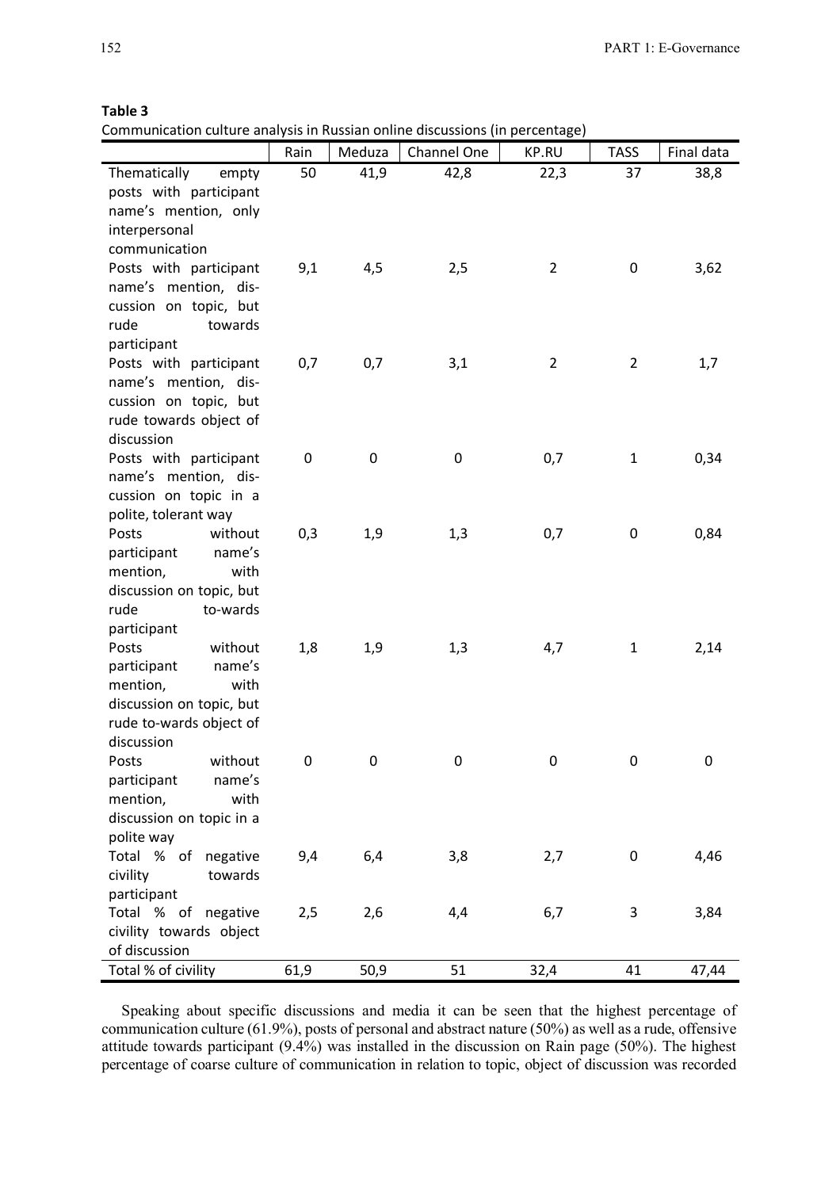**Table 3**

Communication culture analysis in Russian online discussions (in percentage)

| | Rain | Meduza | Channel One | KP.RU | TASS | Final data |
|---|---|---|---|---|---|---|
| Thematically empty posts with participant name's mention, only interpersonal communication | 50 | 41,9 | 42,8 | 22,3 | 37 | 38,8 |
| Posts with participant name's mention, discussion on topic, but rude towards participant | 9,1 | 4,5 | 2,5 | 2 | 0 | 3,62 |
| Posts with participant name's mention, discussion on topic, but rude towards object of discussion | 0,7 | 0,7 | 3,1 | 2 | 2 | 1,7 |
| Posts with participant name's mention, discussion on topic in a polite, tolerant way | 0 | 0 | 0 | 0,7 | 1 | 0,34 |
| Posts without participant name's mention, with discussion on topic, but rude to-wards participant | 0,3 | 1,9 | 1,3 | 0,7 | 0 | 0,84 |
| Posts without participant name's mention, with discussion on topic, but rude to-wards object of discussion | 1,8 | 1,9 | 1,3 | 4,7 | 1 | 2,14 |
| Posts without participant name's mention, with discussion on topic in a polite way | 0 | 0 | 0 | 0 | 0 | 0 |
| Total % of negative civility towards participant | 9,4 | 6,4 | 3,8 | 2,7 | 0 | 4,46 |
| Total % of negative civility towards object of discussion | 2,5 | 2,6 | 4,4 | 6,7 | 3 | 3,84 |
| Total % of civility | 61,9 | 50,9 | 51 | 32,4 | 41 | 47,44 |

Speaking about specific discussions and media it can be seen that the highest percentage of communication culture (61.9%), posts of personal and abstract nature (50%) as well as a rude, offensive attitude towards participant (9.4%) was installed in the discussion on Rain page (50%). The highest percentage of coarse culture of communication in relation to topic, object of discussion was recorded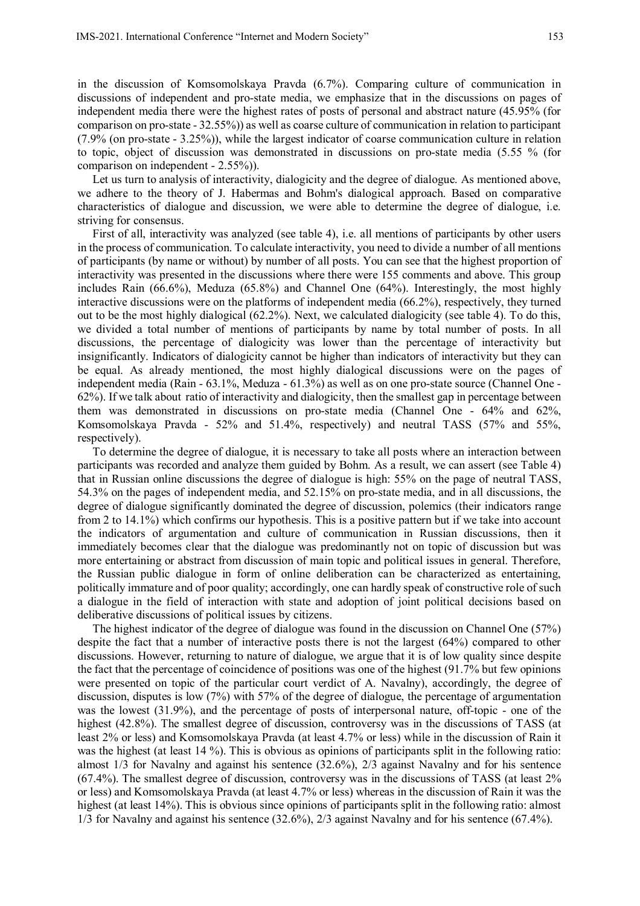in the discussion of Komsomolskaya Pravda (6.7%). Comparing culture of communication in discussions of independent and pro-state media, we emphasize that in the discussions on pages of independent media there were the highest rates of posts of personal and abstract nature (45.95% (for comparison on pro-state - 32.55%)) as well as coarse culture of communication in relation to participant (7.9% (on pro-state - 3.25%)), while the largest indicator of coarse communication culture in relation to topic, object of discussion was demonstrated in discussions on pro-state media (5.55 % (for comparison on independent - 2.55%)).

Let us turn to analysis of interactivity, dialogicity and the degree of dialogue. As mentioned above, we adhere to the theory of J. Habermas and Bohm's dialogical approach. Based on comparative characteristics of dialogue and discussion, we were able to determine the degree of dialogue, i.e. striving for consensus.

First of all, interactivity was analyzed (see table 4), i.e. all mentions of participants by other users in the process of communication. To calculate interactivity, you need to divide a number of all mentions of participants (by name or without) by number of all posts. You can see that the highest proportion of interactivity was presented in the discussions where there were 155 comments and above. This group includes Rain (66.6%), Meduza (65.8%) and Channel One (64%). Interestingly, the most highly interactive discussions were on the platforms of independent media (66.2%), respectively, they turned out to be the most highly dialogical (62.2%). Next, we calculated dialogicity (see table 4). To do this, we divided a total number of mentions of participants by name by total number of posts. In all discussions, the percentage of dialogicity was lower than the percentage of interactivity but insignificantly. Indicators of dialogicity cannot be higher than indicators of interactivity but they can be equal. As already mentioned, the most highly dialogical discussions were on the pages of independent media (Rain - 63.1%, Meduza - 61.3%) as well as on one pro-state source (Channel One - 62%). If we talk about ratio of interactivity and dialogicity, then the smallest gap in percentage between them was demonstrated in discussions on pro-state media (Channel One - 64% and 62%, Komsomolskaya Pravda - 52% and 51.4%, respectively) and neutral TASS (57% and 55%, respectively).

To determine the degree of dialogue, it is necessary to take all posts where an interaction between participants was recorded and analyze them guided by Bohm. As a result, we can assert (see Table 4) that in Russian online discussions the degree of dialogue is high: 55% on the page of neutral TASS, 54.3% on the pages of independent media, and 52.15% on pro-state media, and in all discussions, the degree of dialogue significantly dominated the degree of discussion, polemics (their indicators range from 2 to 14.1%) which confirms our hypothesis. This is a positive pattern but if we take into account the indicators of argumentation and culture of communication in Russian discussions, then it immediately becomes clear that the dialogue was predominantly not on topic of discussion but was more entertaining or abstract from discussion of main topic and political issues in general. Therefore, the Russian public dialogue in form of online deliberation can be characterized as entertaining, politically immature and of poor quality; accordingly, one can hardly speak of constructive role of such a dialogue in the field of interaction with state and adoption of joint political decisions based on deliberative discussions of political issues by citizens.

The highest indicator of the degree of dialogue was found in the discussion on Channel One (57%) despite the fact that a number of interactive posts there is not the largest (64%) compared to other discussions. However, returning to nature of dialogue, we argue that it is of low quality since despite the fact that the percentage of coincidence of positions was one of the highest (91.7% but few opinions were presented on topic of the particular court verdict of A. Navalny), accordingly, the degree of discussion, disputes is low (7%) with 57% of the degree of dialogue, the percentage of argumentation was the lowest (31.9%), and the percentage of posts of interpersonal nature, off-topic - one of the highest (42.8%). The smallest degree of discussion, controversy was in the discussions of TASS (at least 2% or less) and Komsomolskaya Pravda (at least 4.7% or less) while in the discussion of Rain it was the highest (at least 14 %). This is obvious as opinions of participants split in the following ratio: almost 1/3 for Navalny and against his sentence (32.6%), 2/3 against Navalny and for his sentence (67.4%). The smallest degree of discussion, controversy was in the discussions of TASS (at least 2% or less) and Komsomolskaya Pravda (at least 4.7% or less) whereas in the discussion of Rain it was the highest (at least 14%). This is obvious since opinions of participants split in the following ratio: almost 1/3 for Navalny and against his sentence (32.6%), 2/3 against Navalny and for his sentence (67.4%).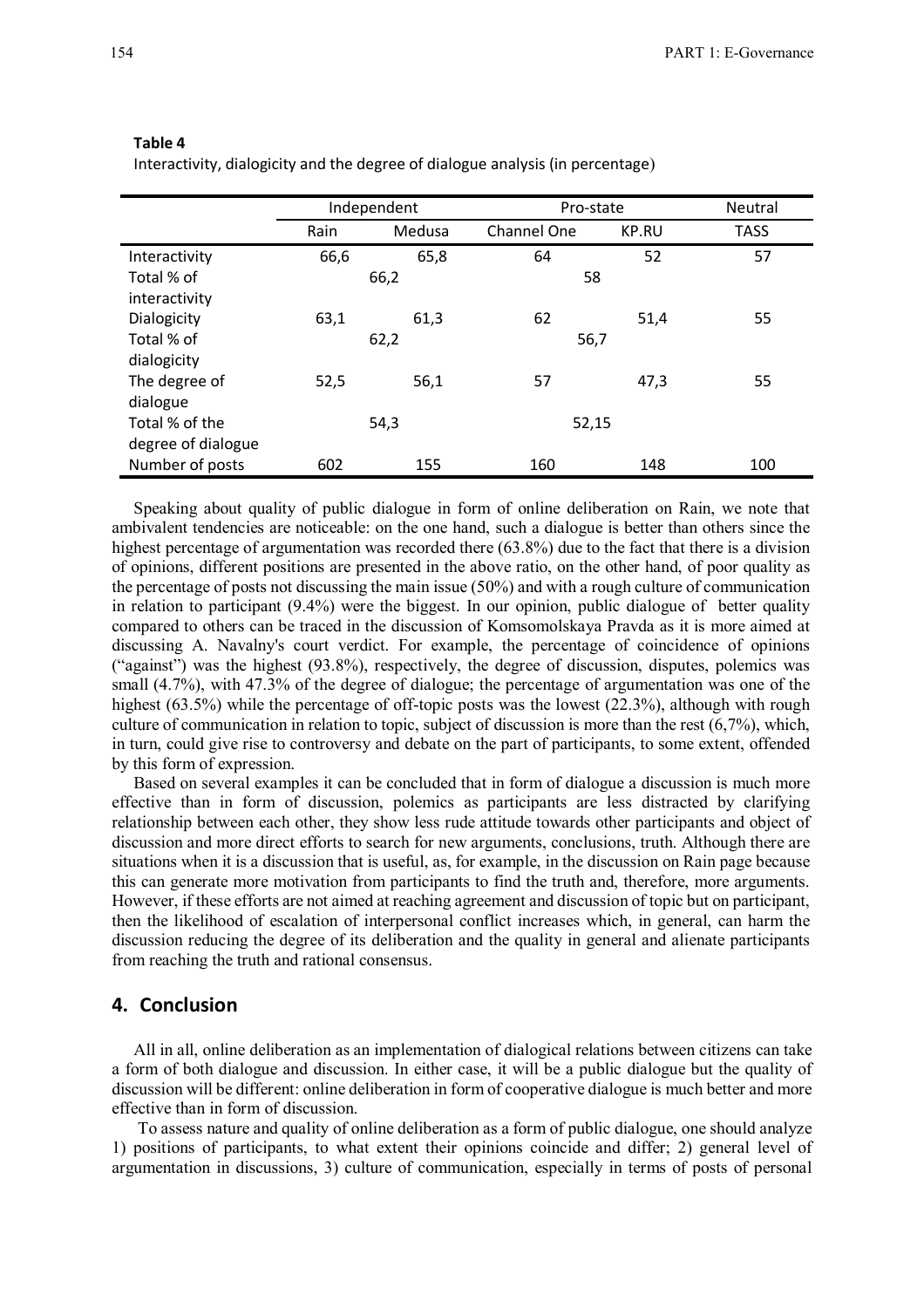**Table 4**

Interactivity, dialogicity and the degree of dialogue analysis (in percentage)

| | Independent | | Pro-state | | Neutral |
|---|---|---|---|---|---|
| | Rain | Medusa | Channel One | KP.RU | TASS |
| Interactivity | 66,6 | 65,8 | 64 | 52 | 57 |
| Total % of interactivity | 66,2 | | 58 | | |
| Dialogicity | 63,1 | 61,3 | 62 | 51,4 | 55 |
| Total % of dialogicity | 62,2 | | 56,7 | | |
| The degree of dialogue | 52,5 | 56,1 | 57 | 47,3 | 55 |
| Total % of the degree of dialogue | 54,3 | | 52,15 | | |
| Number of posts | 602 | 155 | 160 | 148 | 100 |

Speaking about quality of public dialogue in form of online deliberation on Rain, we note that ambivalent tendencies are noticeable: on the one hand, such a dialogue is better than others since the highest percentage of argumentation was recorded there (63.8%) due to the fact that there is a division of opinions, different positions are presented in the above ratio, on the other hand, of poor quality as the percentage of posts not discussing the main issue (50%) and with a rough culture of communication in relation to participant (9.4%) were the biggest. In our opinion, public dialogue of better quality compared to others can be traced in the discussion of Komsomolskaya Pravda as it is more aimed at discussing A. Navalny's court verdict. For example, the percentage of coincidence of opinions ("against") was the highest (93.8%), respectively, the degree of discussion, disputes, polemics was small (4.7%), with 47.3% of the degree of dialogue; the percentage of argumentation was one of the highest (63.5%) while the percentage of off-topic posts was the lowest (22.3%), although with rough culture of communication in relation to topic, subject of discussion is more than the rest (6,7%), which, in turn, could give rise to controversy and debate on the part of participants, to some extent, offended by this form of expression.

Based on several examples it can be concluded that in form of dialogue a discussion is much more effective than in form of discussion, polemics as participants are less distracted by clarifying relationship between each other, they show less rude attitude towards other participants and object of discussion and more direct efforts to search for new arguments, conclusions, truth. Although there are situations when it is a discussion that is useful, as, for example, in the discussion on Rain page because this can generate more motivation from participants to find the truth and, therefore, more arguments. However, if these efforts are not aimed at reaching agreement and discussion of topic but on participant, then the likelihood of escalation of interpersonal conflict increases which, in general, can harm the discussion reducing the degree of its deliberation and the quality in general and alienate participants from reaching the truth and rational consensus.

## 4. Conclusion

All in all, online deliberation as an implementation of dialogical relations between citizens can take a form of both dialogue and discussion. In either case, it will be a public dialogue but the quality of discussion will be different: online deliberation in form of cooperative dialogue is much better and more effective than in form of discussion.

To assess nature and quality of online deliberation as a form of public dialogue, one should analyze 1) positions of participants, to what extent their opinions coincide and differ; 2) general level of argumentation in discussions, 3) culture of communication, especially in terms of posts of personal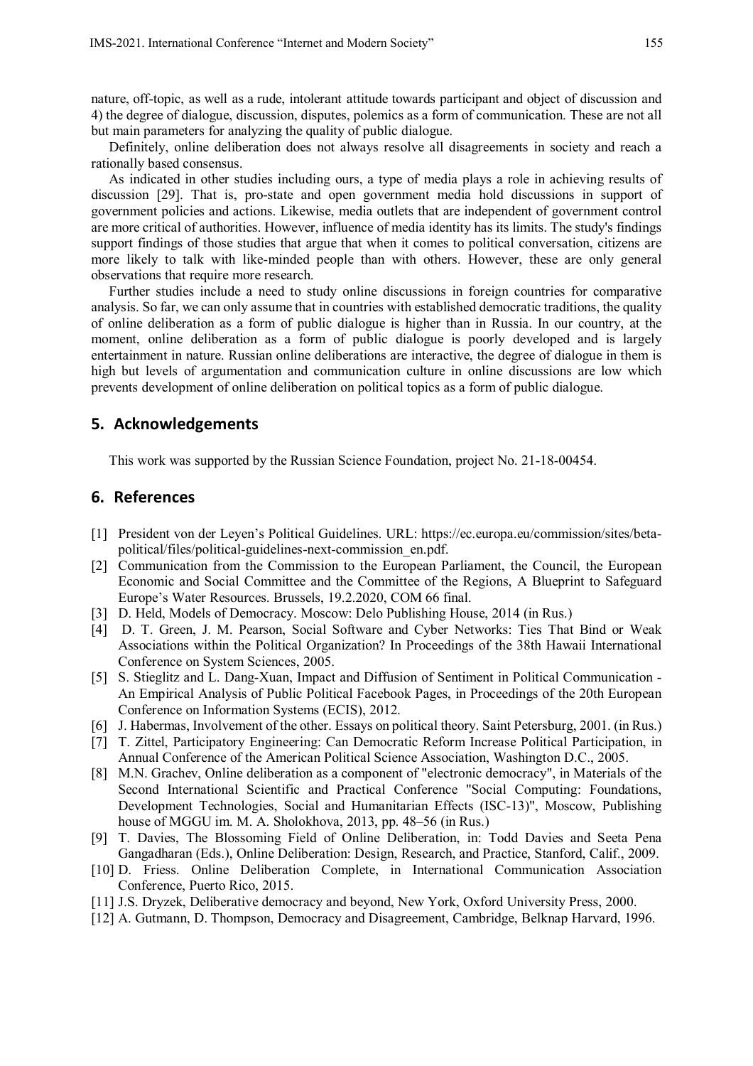nature, off-topic, as well as a rude, intolerant attitude towards participant and object of discussion and 4) the degree of dialogue, discussion, disputes, polemics as a form of communication. These are not all but main parameters for analyzing the quality of public dialogue.

Definitely, online deliberation does not always resolve all disagreements in society and reach a rationally based consensus.

As indicated in other studies including ours, a type of media plays a role in achieving results of discussion [29]. That is, pro-state and open government media hold discussions in support of government policies and actions. Likewise, media outlets that are independent of government control are more critical of authorities. However, influence of media identity has its limits. The study's findings support findings of those studies that argue that when it comes to political conversation, citizens are more likely to talk with like-minded people than with others. However, these are only general observations that require more research.

Further studies include a need to study online discussions in foreign countries for comparative analysis. So far, we can only assume that in countries with established democratic traditions, the quality of online deliberation as a form of public dialogue is higher than in Russia. In our country, at the moment, online deliberation as a form of public dialogue is poorly developed and is largely entertainment in nature. Russian online deliberations are interactive, the degree of dialogue in them is high but levels of argumentation and communication culture in online discussions are low which prevents development of online deliberation on political topics as a form of public dialogue.

## 5. Acknowledgements

This work was supported by the Russian Science Foundation, project No. 21-18-00454.

## 6. References

- [1] President von der Leyen's Political Guidelines. URL: https://ec.europa.eu/commission/sites/beta-political/files/political-guidelines-next-commission_en.pdf.
- [2] Communication from the Commission to the European Parliament, the Council, the European Economic and Social Committee and the Committee of the Regions, A Blueprint to Safeguard Europe's Water Resources. Brussels, 19.2.2020, COM 66 final.
- [3] D. Held, Models of Democracy. Moscow: Delo Publishing House, 2014 (in Rus.)
- [4] D. T. Green, J. M. Pearson, Social Software and Cyber Networks: Ties That Bind or Weak Associations within the Political Organization? In Proceedings of the 38th Hawaii International Conference on System Sciences, 2005.
- [5] S. Stieglitz and L. Dang-Xuan, Impact and Diffusion of Sentiment in Political Communication - An Empirical Analysis of Public Political Facebook Pages, in Proceedings of the 20th European Conference on Information Systems (ECIS), 2012.
- [6] J. Habermas, Involvement of the other. Essays on political theory. Saint Petersburg, 2001. (in Rus.)
- [7] T. Zittel, Participatory Engineering: Can Democratic Reform Increase Political Participation, in Annual Conference of the American Political Science Association, Washington D.C., 2005.
- [8] M.N. Grachev, Online deliberation as a component of "electronic democracy", in Materials of the Second International Scientific and Practical Conference "Social Computing: Foundations, Development Technologies, Social and Humanitarian Effects (ISC-13)", Moscow, Publishing house of MGGU im. M. A. Sholokhova, 2013, pp. 48–56 (in Rus.)
- [9] T. Davies, The Blossoming Field of Online Deliberation, in: Todd Davies and Seeta Pena Gangadharan (Eds.), Online Deliberation: Design, Research, and Practice, Stanford, Calif., 2009.
- [10] D. Friess. Online Deliberation Complete, in International Communication Association Conference, Puerto Rico, 2015.
- [11] J.S. Dryzek, Deliberative democracy and beyond, New York, Oxford University Press, 2000.
- [12] A. Gutmann, D. Thompson, Democracy and Disagreement, Cambridge, Belknap Harvard, 1996.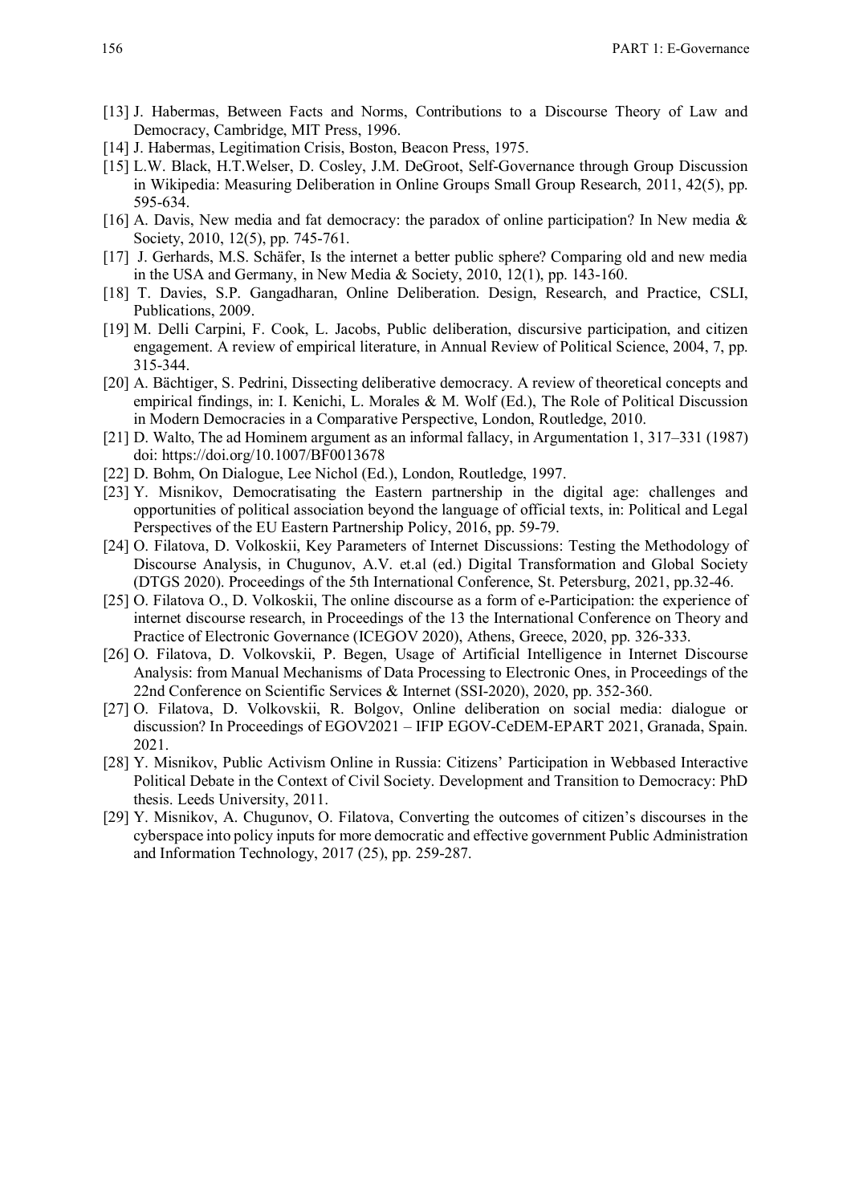[13] J. Habermas, Between Facts and Norms, Contributions to a Discourse Theory of Law and Democracy, Cambridge, MIT Press, 1996.

[14] J. Habermas, Legitimation Crisis, Boston, Beacon Press, 1975.

[15] L.W. Black, H.T.Welser, D. Cosley, J.M. DeGroot, Self-Governance through Group Discussion in Wikipedia: Measuring Deliberation in Online Groups Small Group Research, 2011, 42(5), pp. 595-634.

[16] A. Davis, New media and fat democracy: the paradox of online participation? In New media & Society, 2010, 12(5), pp. 745-761.

[17] J. Gerhards, M.S. Schäfer, Is the internet a better public sphere? Comparing old and new media in the USA and Germany, in New Media & Society, 2010, 12(1), pp. 143-160.

[18] T. Davies, S.P. Gangadharan, Online Deliberation. Design, Research, and Practice, CSLI, Publications, 2009.

[19] M. Delli Carpini, F. Cook, L. Jacobs, Public deliberation, discursive participation, and citizen engagement. A review of empirical literature, in Annual Review of Political Science, 2004, 7, pp. 315-344.

[20] A. Bächtiger, S. Pedrini, Dissecting deliberative democracy. A review of theoretical concepts and empirical findings, in: I. Kenichi, L. Morales & M. Wolf (Ed.), The Role of Political Discussion in Modern Democracies in a Comparative Perspective, London, Routledge, 2010.

[21] D. Walto, The ad Hominem argument as an informal fallacy, in Argumentation 1, 317–331 (1987) doi: https://doi.org/10.1007/BF0013678

[22] D. Bohm, On Dialogue, Lee Nichol (Ed.), London, Routledge, 1997.

[23] Y. Misnikov, Democratisating the Eastern partnership in the digital age: challenges and opportunities of political association beyond the language of official texts, in: Political and Legal Perspectives of the EU Eastern Partnership Policy, 2016, pp. 59-79.

[24] O. Filatova, D. Volkoskii, Key Parameters of Internet Discussions: Testing the Methodology of Discourse Analysis, in Chugunov, A.V. et.al (ed.) Digital Transformation and Global Society (DTGS 2020). Proceedings of the 5th International Conference, St. Petersburg, 2021, pp.32-46.

[25] O. Filatova O., D. Volkoskii, The online discourse as a form of e-Participation: the experience of internet discourse research, in Proceedings of the 13 the International Conference on Theory and Practice of Electronic Governance (ICEGOV 2020), Athens, Greece, 2020, pp. 326-333.

[26] O. Filatova, D. Volkovskii, P. Begen, Usage of Artificial Intelligence in Internet Discourse Analysis: from Manual Mechanisms of Data Processing to Electronic Ones, in Proceedings of the 22nd Conference on Scientific Services & Internet (SSI-2020), 2020, pp. 352-360.

[27] O. Filatova, D. Volkovskii, R. Bolgov, Online deliberation on social media: dialogue or discussion? In Proceedings of EGOV2021 – IFIP EGOV-CeDEM-EPART 2021, Granada, Spain. 2021.

[28] Y. Misnikov, Public Activism Online in Russia: Citizens' Participation in Webbased Interactive Political Debate in the Context of Civil Society. Development and Transition to Democracy: PhD thesis. Leeds University, 2011.

[29] Y. Misnikov, A. Chugunov, O. Filatova, Converting the outcomes of citizen's discourses in the cyberspace into policy inputs for more democratic and effective government Public Administration and Information Technology, 2017 (25), pp. 259-287.